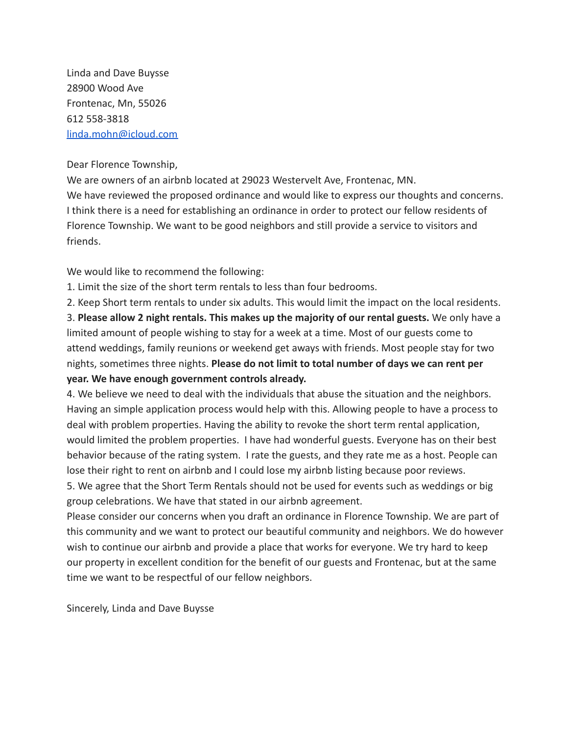Linda and Dave Buysse
28900 Wood Ave
Frontenac, Mn, 55026
612 558-3818
[linda.mohn@icloud.com](mailto:linda.mohn@icloud.com)

Dear Florence Township,
We are owners of an airbnb located at 29023 Westervelt Ave, Frontenac, MN.
We have reviewed the proposed ordinance and would like to express our thoughts and concerns. I think there is a need for establishing an ordinance in order to protect our fellow residents of Florence Township. We want to be good neighbors and still provide a service to visitors and friends.

We would like to recommend the following:

1. Limit the size of the short term rentals to less than four bedrooms.
2. Keep Short term rentals to under six adults. This would limit the impact on the local residents.
3. **Please allow 2 night rentals. This makes up the majority of our rental guests.** We only have a limited amount of people wishing to stay for a week at a time. Most of our guests come to attend weddings, family reunions or weekend get aways with friends. Most people stay for two nights, sometimes three nights. **Please do not limit to total number of days we can rent per year. We have enough government controls already.**
4. We believe we need to deal with the individuals that abuse the situation and the neighbors. Having an simple application process would help with this. Allowing people to have a process to deal with problem properties. Having the ability to revoke the short term rental application, would limited the problem properties. I have had wonderful guests. Everyone has on their best behavior because of the rating system. I rate the guests, and they rate me as a host. People can lose their right to rent on airbnb and I could lose my airbnb listing because poor reviews.
5. We agree that the Short Term Rentals should not be used for events such as weddings or big group celebrations. We have that stated in our airbnb agreement.

Please consider our concerns when you draft an ordinance in Florence Township. We are part of this community and we want to protect our beautiful community and neighbors. We do however wish to continue our airbnb and provide a place that works for everyone. We try hard to keep our property in excellent condition for the benefit of our guests and Frontenac, but at the same time we want to be respectful of our fellow neighbors.

Sincerely, Linda and Dave Buysse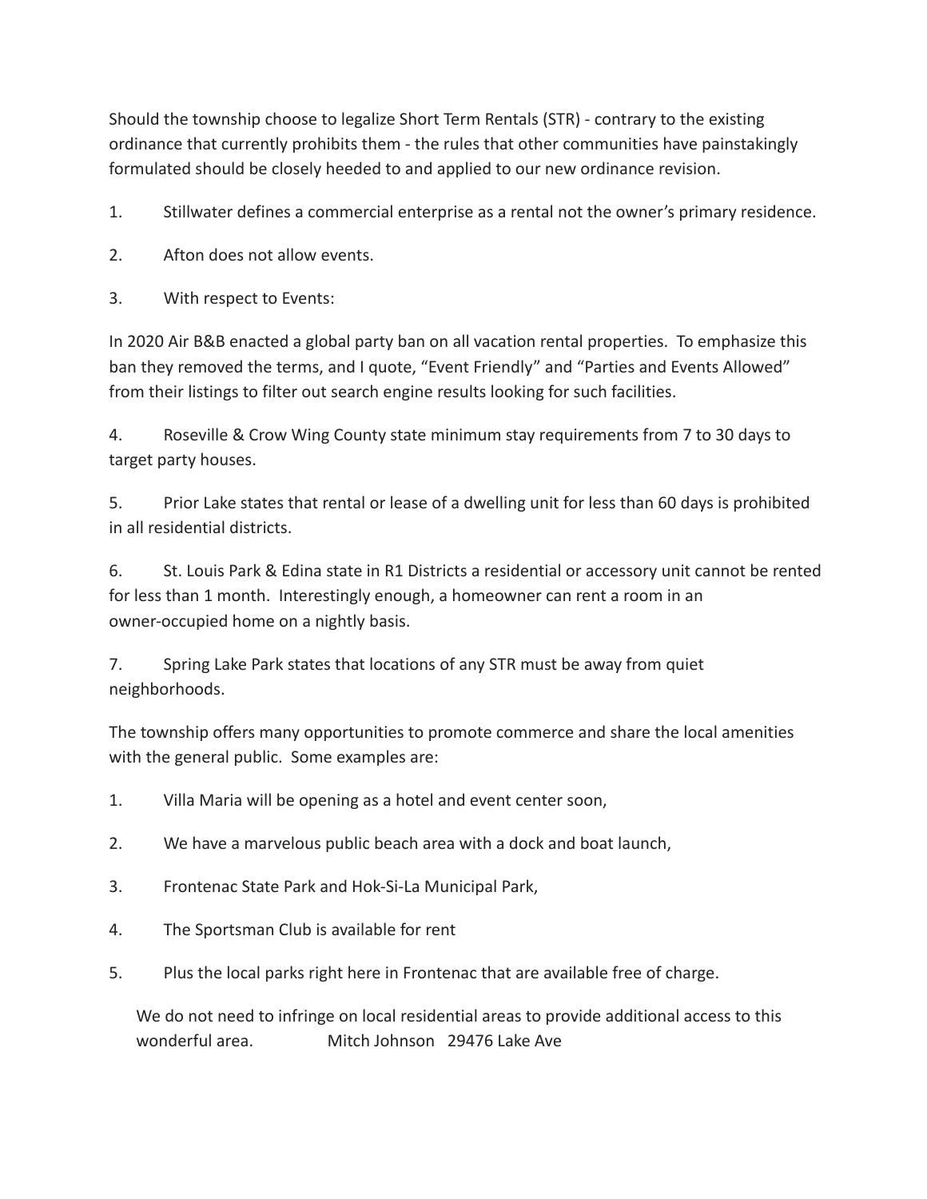Should the township choose to legalize Short Term Rentals (STR) - contrary to the existing ordinance that currently prohibits them - the rules that other communities have painstakingly formulated should be closely heeded to and applied to our new ordinance revision.

1. Stillwater defines a commercial enterprise as a rental not the owner's primary residence.

2. Afton does not allow events.

3. With respect to Events:

In 2020 Air B&B enacted a global party ban on all vacation rental properties. To emphasize this ban they removed the terms, and I quote, "Event Friendly" and "Parties and Events Allowed" from their listings to filter out search engine results looking for such facilities.

4. Roseville & Crow Wing County state minimum stay requirements from 7 to 30 days to target party houses.

5. Prior Lake states that rental or lease of a dwelling unit for less than 60 days is prohibited in all residential districts.

6. St. Louis Park & Edina state in R1 Districts a residential or accessory unit cannot be rented for less than 1 month. Interestingly enough, a homeowner can rent a room in an owner-occupied home on a nightly basis.

7. Spring Lake Park states that locations of any STR must be away from quiet neighborhoods.

The township offers many opportunities to promote commerce and share the local amenities with the general public. Some examples are:

1. Villa Maria will be opening as a hotel and event center soon,

2. We have a marvelous public beach area with a dock and boat launch,

3. Frontenac State Park and Hok-Si-La Municipal Park,

4. The Sportsman Club is available for rent

5. Plus the local parks right here in Frontenac that are available free of charge.

We do not need to infringe on local residential areas to provide additional access to this wonderful area. Mitch Johnson 29476 Lake Ave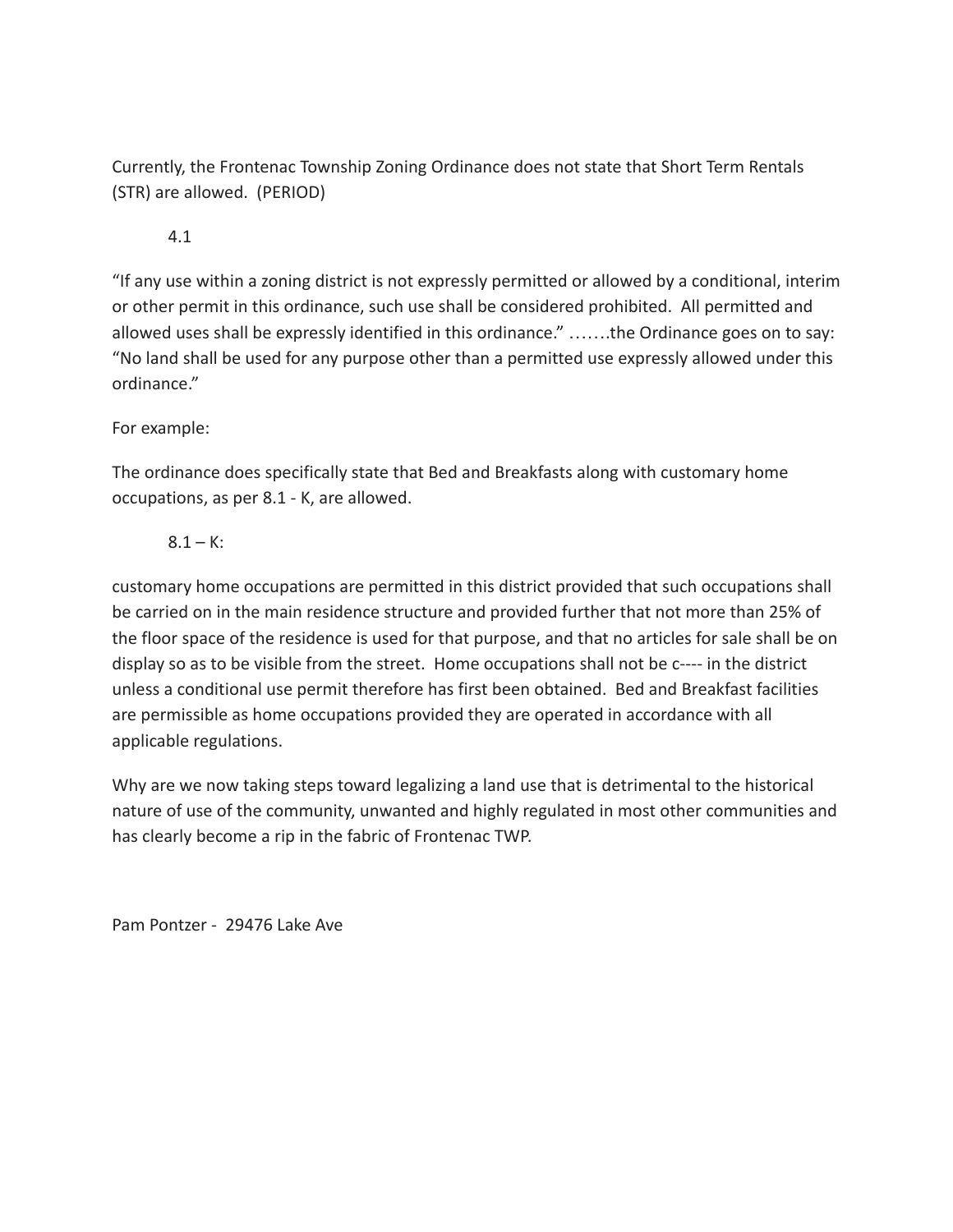Currently, the Frontenac Township Zoning Ordinance does not state that Short Term Rentals (STR) are allowed. (PERIOD)

4.1

“If any use within a zoning district is not expressly permitted or allowed by a conditional, interim or other permit in this ordinance, such use shall be considered prohibited. All permitted and allowed uses shall be expressly identified in this ordinance.” …….the Ordinance goes on to say: “No land shall be used for any purpose other than a permitted use expressly allowed under this ordinance.”

For example:

The ordinance does specifically state that Bed and Breakfasts along with customary home occupations, as per 8.1 - K, are allowed.

8.1 – K:

customary home occupations are permitted in this district provided that such occupations shall be carried on in the main residence structure and provided further that not more than 25% of the floor space of the residence is used for that purpose, and that no articles for sale shall be on display so as to be visible from the street. Home occupations shall not be c---- in the district unless a conditional use permit therefore has first been obtained. Bed and Breakfast facilities are permissible as home occupations provided they are operated in accordance with all applicable regulations.

Why are we now taking steps toward legalizing a land use that is detrimental to the historical nature of use of the community, unwanted and highly regulated in most other communities and has clearly become a rip in the fabric of Frontenac TWP.

Pam Pontzer - 29476 Lake Ave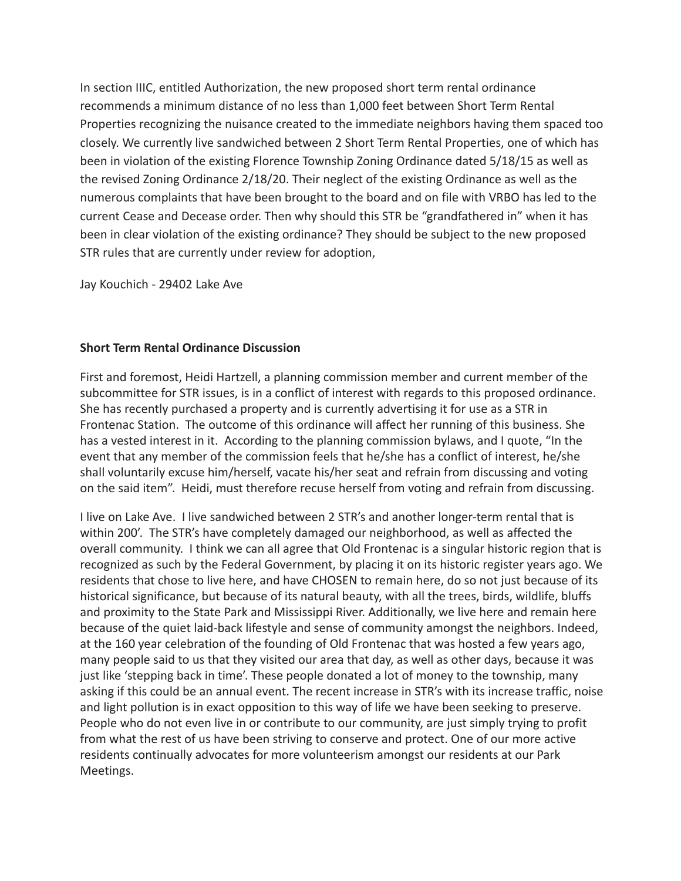In section IIIC, entitled Authorization, the new proposed short term rental ordinance recommends a minimum distance of no less than 1,000 feet between Short Term Rental Properties recognizing the nuisance created to the immediate neighbors having them spaced too closely. We currently live sandwiched between 2 Short Term Rental Properties, one of which has been in violation of the existing Florence Township Zoning Ordinance dated 5/18/15 as well as the revised Zoning Ordinance 2/18/20. Their neglect of the existing Ordinance as well as the numerous complaints that have been brought to the board and on file with VRBO has led to the current Cease and Decease order. Then why should this STR be "grandfathered in" when it has been in clear violation of the existing ordinance? They should be subject to the new proposed STR rules that are currently under review for adoption,

Jay Kouchich - 29402 Lake Ave

**Short Term Rental Ordinance Discussion**

First and foremost, Heidi Hartzell, a planning commission member and current member of the subcommittee for STR issues, is in a conflict of interest with regards to this proposed ordinance. She has recently purchased a property and is currently advertising it for use as a STR in Frontenac Station. The outcome of this ordinance will affect her running of this business. She has a vested interest in it. According to the planning commission bylaws, and I quote, "In the event that any member of the commission feels that he/she has a conflict of interest, he/she shall voluntarily excuse him/herself, vacate his/her seat and refrain from discussing and voting on the said item". Heidi, must therefore recuse herself from voting and refrain from discussing.

I live on Lake Ave. I live sandwiched between 2 STR's and another longer-term rental that is within 200'. The STR's have completely damaged our neighborhood, as well as affected the overall community. I think we can all agree that Old Frontenac is a singular historic region that is recognized as such by the Federal Government, by placing it on its historic register years ago. We residents that chose to live here, and have CHOSEN to remain here, do so not just because of its historical significance, but because of its natural beauty, with all the trees, birds, wildlife, bluffs and proximity to the State Park and Mississippi River. Additionally, we live here and remain here because of the quiet laid-back lifestyle and sense of community amongst the neighbors. Indeed, at the 160 year celebration of the founding of Old Frontenac that was hosted a few years ago, many people said to us that they visited our area that day, as well as other days, because it was just like 'stepping back in time'. These people donated a lot of money to the township, many asking if this could be an annual event. The recent increase in STR's with its increase traffic, noise and light pollution is in exact opposition to this way of life we have been seeking to preserve. People who do not even live in or contribute to our community, are just simply trying to profit from what the rest of us have been striving to conserve and protect. One of our more active residents continually advocates for more volunteerism amongst our residents at our Park Meetings.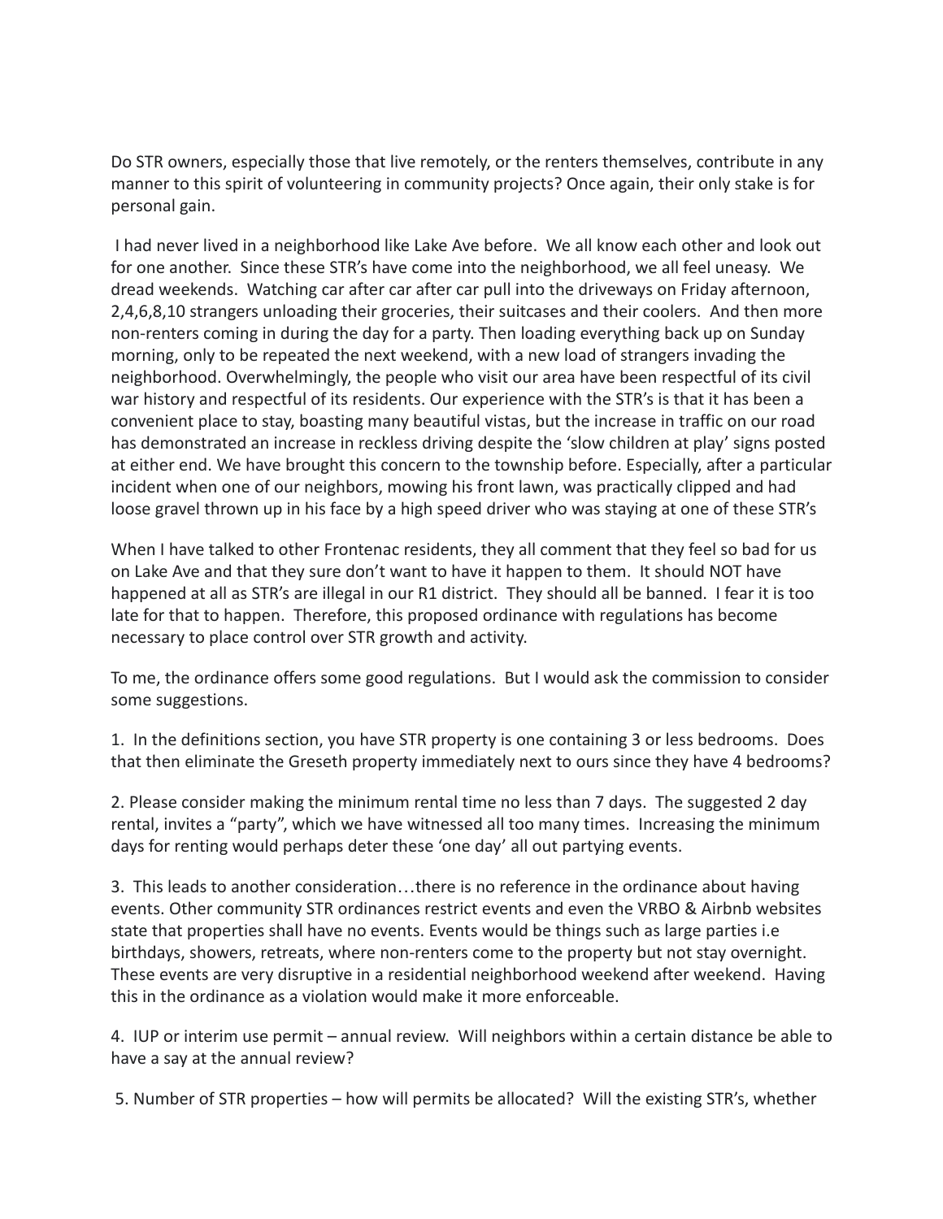Do STR owners, especially those that live remotely, or the renters themselves, contribute in any manner to this spirit of volunteering in community projects? Once again, their only stake is for personal gain.

I had never lived in a neighborhood like Lake Ave before. We all know each other and look out for one another. Since these STR's have come into the neighborhood, we all feel uneasy. We dread weekends. Watching car after car after car pull into the driveways on Friday afternoon, 2,4,6,8,10 strangers unloading their groceries, their suitcases and their coolers. And then more non-renters coming in during the day for a party. Then loading everything back up on Sunday morning, only to be repeated the next weekend, with a new load of strangers invading the neighborhood. Overwhelmingly, the people who visit our area have been respectful of its civil war history and respectful of its residents. Our experience with the STR's is that it has been a convenient place to stay, boasting many beautiful vistas, but the increase in traffic on our road has demonstrated an increase in reckless driving despite the 'slow children at play' signs posted at either end. We have brought this concern to the township before. Especially, after a particular incident when one of our neighbors, mowing his front lawn, was practically clipped and had loose gravel thrown up in his face by a high speed driver who was staying at one of these STR's

When I have talked to other Frontenac residents, they all comment that they feel so bad for us on Lake Ave and that they sure don't want to have it happen to them. It should NOT have happened at all as STR's are illegal in our R1 district. They should all be banned. I fear it is too late for that to happen. Therefore, this proposed ordinance with regulations has become necessary to place control over STR growth and activity.

To me, the ordinance offers some good regulations. But I would ask the commission to consider some suggestions.

1. In the definitions section, you have STR property is one containing 3 or less bedrooms. Does that then eliminate the Greseth property immediately next to ours since they have 4 bedrooms?

2. Please consider making the minimum rental time no less than 7 days. The suggested 2 day rental, invites a "party", which we have witnessed all too many times. Increasing the minimum days for renting would perhaps deter these 'one day' all out partying events.

3. This leads to another consideration…there is no reference in the ordinance about having events. Other community STR ordinances restrict events and even the VRBO & Airbnb websites state that properties shall have no events. Events would be things such as large parties i.e birthdays, showers, retreats, where non-renters come to the property but not stay overnight. These events are very disruptive in a residential neighborhood weekend after weekend. Having this in the ordinance as a violation would make it more enforceable.

4. IUP or interim use permit – annual review. Will neighbors within a certain distance be able to have a say at the annual review?

5. Number of STR properties – how will permits be allocated? Will the existing STR's, whether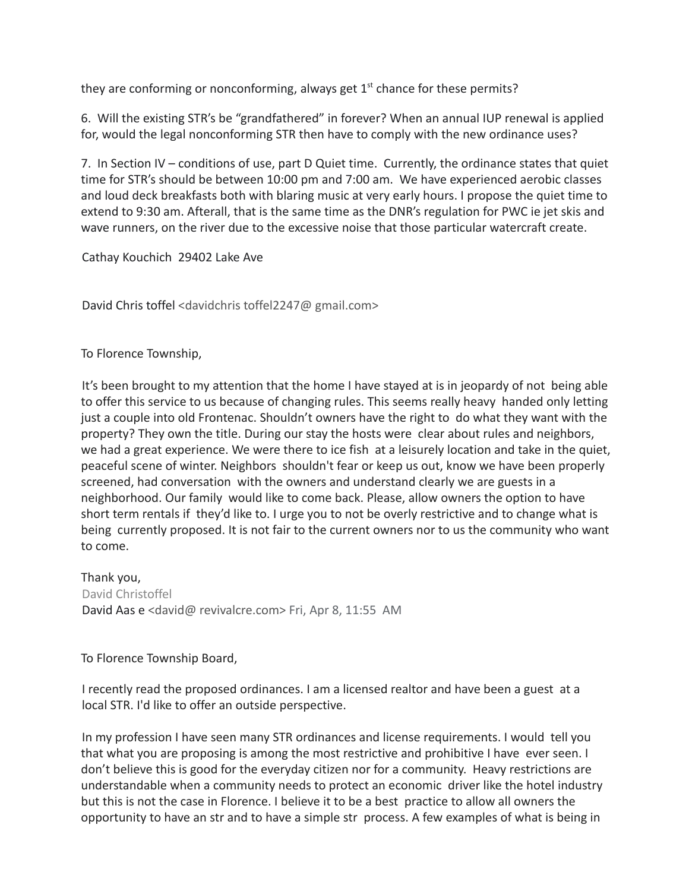they are conforming or nonconforming, always get 1st chance for these permits?

6. Will the existing STR's be "grandfathered" in forever? When an annual IUP renewal is applied for, would the legal nonconforming STR then have to comply with the new ordinance uses?

7. In Section IV – conditions of use, part D Quiet time. Currently, the ordinance states that quiet time for STR's should be between 10:00 pm and 7:00 am. We have experienced aerobic classes and loud deck breakfasts both with blaring music at very early hours. I propose the quiet time to extend to 9:30 am. Afterall, that is the same time as the DNR's regulation for PWC ie jet skis and wave runners, on the river due to the excessive noise that those particular watercraft create.

Cathay Kouchich 29402 Lake Ave

David Chris toffel <davidchris toffel2247@ gmail.com>

To Florence Township,

It's been brought to my attention that the home I have stayed at is in jeopardy of not being able to offer this service to us because of changing rules. This seems really heavy handed only letting just a couple into old Frontenac. Shouldn't owners have the right to do what they want with the property? They own the title. During our stay the hosts were clear about rules and neighbors, we had a great experience. We were there to ice fish at a leisurely location and take in the quiet, peaceful scene of winter. Neighbors shouldn't fear or keep us out, know we have been properly screened, had conversation with the owners and understand clearly we are guests in a neighborhood. Our family would like to come back. Please, allow owners the option to have short term rentals if they'd like to. I urge you to not be overly restrictive and to change what is being currently proposed. It is not fair to the current owners nor to us the community who want to come.

Thank you,
David Christoffel
David Aas e <david@ revivalcre.com> Fri, Apr 8, 11:55 AM

To Florence Township Board,

I recently read the proposed ordinances. I am a licensed realtor and have been a guest at a local STR. I'd like to offer an outside perspective.

In my profession I have seen many STR ordinances and license requirements. I would tell you that what you are proposing is among the most restrictive and prohibitive I have ever seen. I don't believe this is good for the everyday citizen nor for a community. Heavy restrictions are understandable when a community needs to protect an economic driver like the hotel industry but this is not the case in Florence. I believe it to be a best practice to allow all owners the opportunity to have an str and to have a simple str process. A few examples of what is being in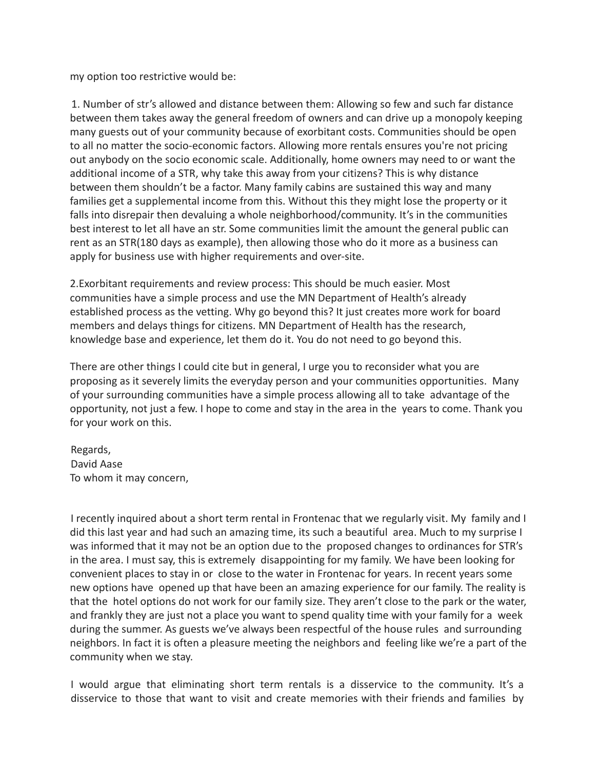my option too restrictive would be:

1. Number of str's allowed and distance between them: Allowing so few and such far distance between them takes away the general freedom of owners and can drive up a monopoly keeping many guests out of your community because of exorbitant costs. Communities should be open to all no matter the socio-economic factors. Allowing more rentals ensures you're not pricing out anybody on the socio economic scale. Additionally, home owners may need to or want the additional income of a STR, why take this away from your citizens? This is why distance between them shouldn't be a factor. Many family cabins are sustained this way and many families get a supplemental income from this. Without this they might lose the property or it falls into disrepair then devaluing a whole neighborhood/community. It's in the communities best interest to let all have an str. Some communities limit the amount the general public can rent as an STR(180 days as example), then allowing those who do it more as a business can apply for business use with higher requirements and over-site.

2. Exorbitant requirements and review process: This should be much easier. Most communities have a simple process and use the MN Department of Health's already established process as the vetting. Why go beyond this? It just creates more work for board members and delays things for citizens. MN Department of Health has the research, knowledge base and experience, let them do it. You do not need to go beyond this.

There are other things I could cite but in general, I urge you to reconsider what you are proposing as it severely limits the everyday person and your communities opportunities. Many of your surrounding communities have a simple process allowing all to take advantage of the opportunity, not just a few. I hope to come and stay in the area in the years to come. Thank you for your work on this.

Regards,
David Aase

To whom it may concern,

I recently inquired about a short term rental in Frontenac that we regularly visit. My family and I did this last year and had such an amazing time, its such a beautiful area. Much to my surprise I was informed that it may not be an option due to the proposed changes to ordinances for STR's in the area. I must say, this is extremely disappointing for my family. We have been looking for convenient places to stay in or close to the water in Frontenac for years. In recent years some new options have opened up that have been an amazing experience for our family. The reality is that the hotel options do not work for our family size. They aren't close to the park or the water, and frankly they are just not a place you want to spend quality time with your family for a week during the summer. As guests we've always been respectful of the house rules and surrounding neighbors. In fact it is often a pleasure meeting the neighbors and feeling like we're a part of the community when we stay.

I would argue that eliminating short term rentals is a disservice to the community. It's a disservice to those that want to visit and create memories with their friends and families by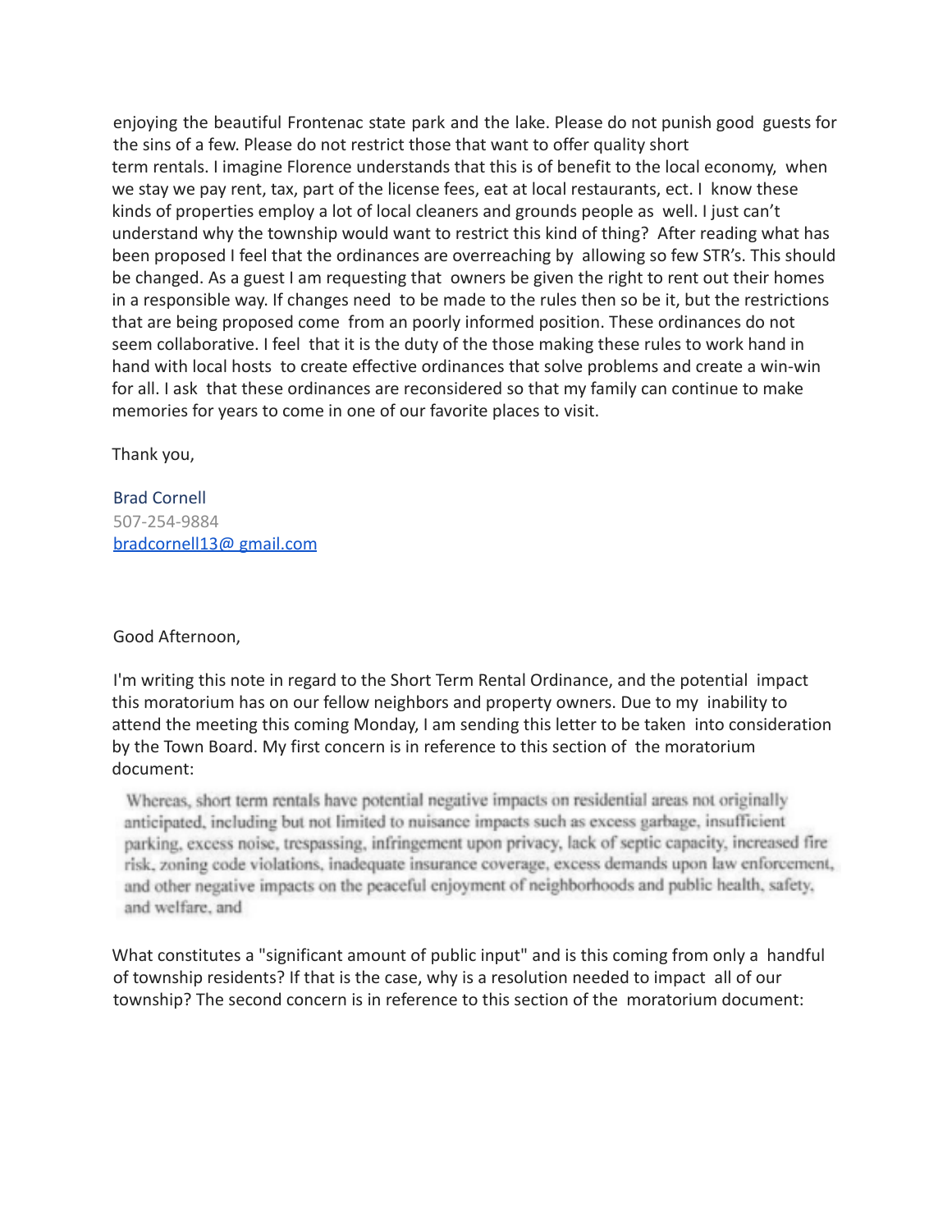enjoying the beautiful Frontenac state park and the lake. Please do not punish good guests for the sins of a few. Please do not restrict those that want to offer quality short term rentals. I imagine Florence understands that this is of benefit to the local economy, when we stay we pay rent, tax, part of the license fees, eat at local restaurants, ect. I know these kinds of properties employ a lot of local cleaners and grounds people as well. I just can't understand why the township would want to restrict this kind of thing? After reading what has been proposed I feel that the ordinances are overreaching by allowing so few STR's. This should be changed. As a guest I am requesting that owners be given the right to rent out their homes in a responsible way. If changes need to be made to the rules then so be it, but the restrictions that are being proposed come from an poorly informed position. These ordinances do not seem collaborative. I feel that it is the duty of the those making these rules to work hand in hand with local hosts to create effective ordinances that solve problems and create a win-win for all. I ask that these ordinances are reconsidered so that my family can continue to make memories for years to come in one of our favorite places to visit.

Thank you,

Brad Cornell
507-254-9884
bradcornell13@ gmail.com

Good Afternoon,

I'm writing this note in regard to the Short Term Rental Ordinance, and the potential impact this moratorium has on our fellow neighbors and property owners. Due to my inability to attend the meeting this coming Monday, I am sending this letter to be taken into consideration by the Town Board. My first concern is in reference to this section of the moratorium document:

> Whereas, short term rentals have potential negative impacts on residential areas not originally anticipated, including but not limited to nuisance impacts such as excess garbage, insufficient parking, excess noise, trespassing, infringement upon privacy, lack of septic capacity, increased fire risk, zoning code violations, inadequate insurance coverage, excess demands upon law enforcement, and other negative impacts on the peaceful enjoyment of neighborhoods and public health, safety, and welfare, and

What constitutes a "significant amount of public input" and is this coming from only a handful of township residents? If that is the case, why is a resolution needed to impact all of our township? The second concern is in reference to this section of the moratorium document: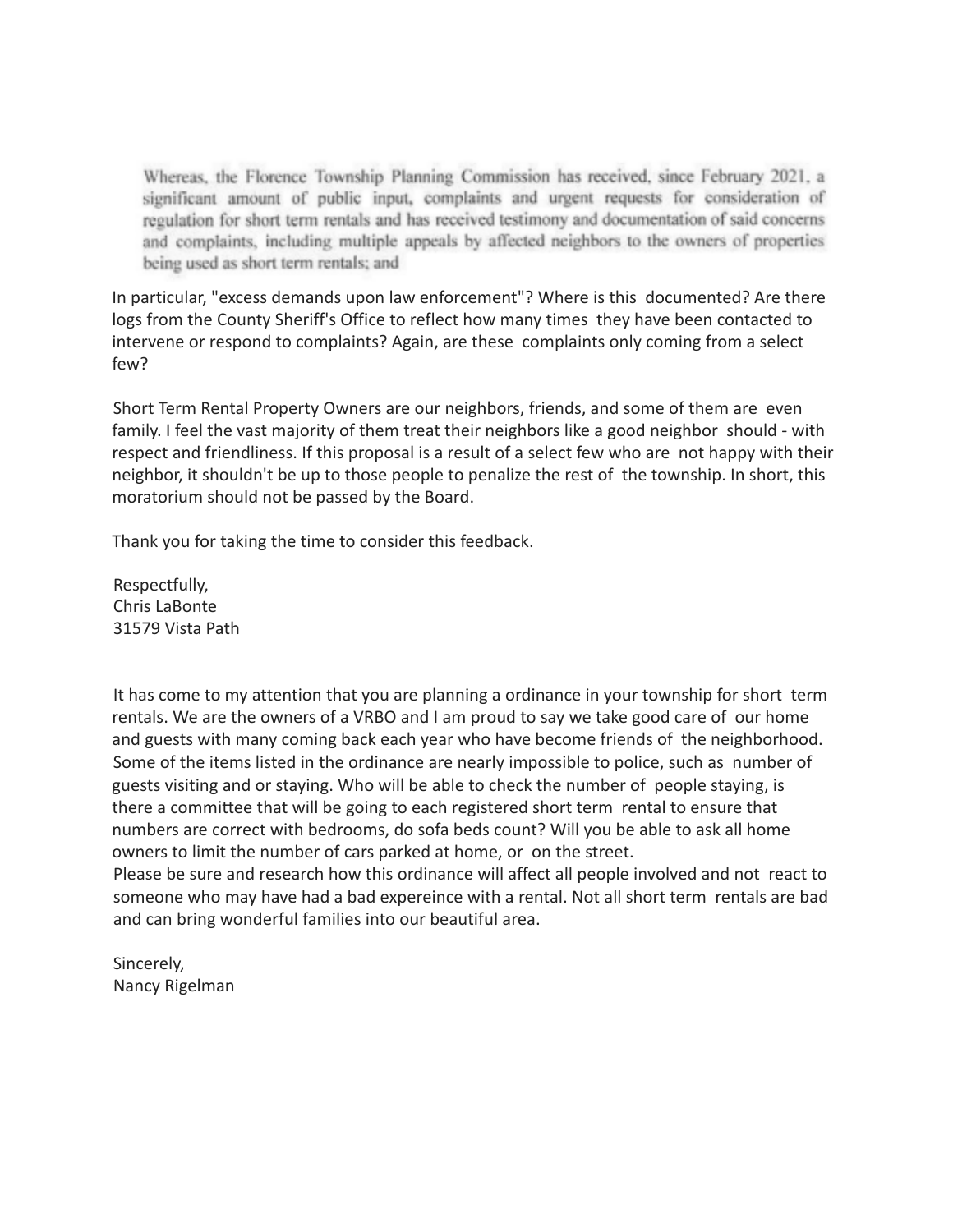> Whereas, the Florence Township Planning Commission has received, since February 2021, a significant amount of public input, complaints and urgent requests for consideration of regulation for short term rentals and has received testimony and documentation of said concerns and complaints, including multiple appeals by affected neighbors to the owners of properties being used as short term rentals; and

In particular, "excess demands upon law enforcement"? Where is this documented? Are there logs from the County Sheriff's Office to reflect how many times they have been contacted to intervene or respond to complaints? Again, are these complaints only coming from a select few?

Short Term Rental Property Owners are our neighbors, friends, and some of them are even family. I feel the vast majority of them treat their neighbors like a good neighbor should - with respect and friendliness. If this proposal is a result of a select few who are not happy with their neighbor, it shouldn't be up to those people to penalize the rest of the township. In short, this moratorium should not be passed by the Board.

Thank you for taking the time to consider this feedback.

Respectfully,
Chris LaBonte
31579 Vista Path

It has come to my attention that you are planning a ordinance in your township for short term rentals. We are the owners of a VRBO and I am proud to say we take good care of our home and guests with many coming back each year who have become friends of the neighborhood. Some of the items listed in the ordinance are nearly impossible to police, such as number of guests visiting and or staying. Who will be able to check the number of people staying, is there a committee that will be going to each registered short term rental to ensure that numbers are correct with bedrooms, do sofa beds count? Will you be able to ask all home owners to limit the number of cars parked at home, or on the street.
Please be sure and research how this ordinance will affect all people involved and not react to someone who may have had a bad expereince with a rental. Not all short term rentals are bad and can bring wonderful families into our beautiful area.

Sincerely,
Nancy Rigelman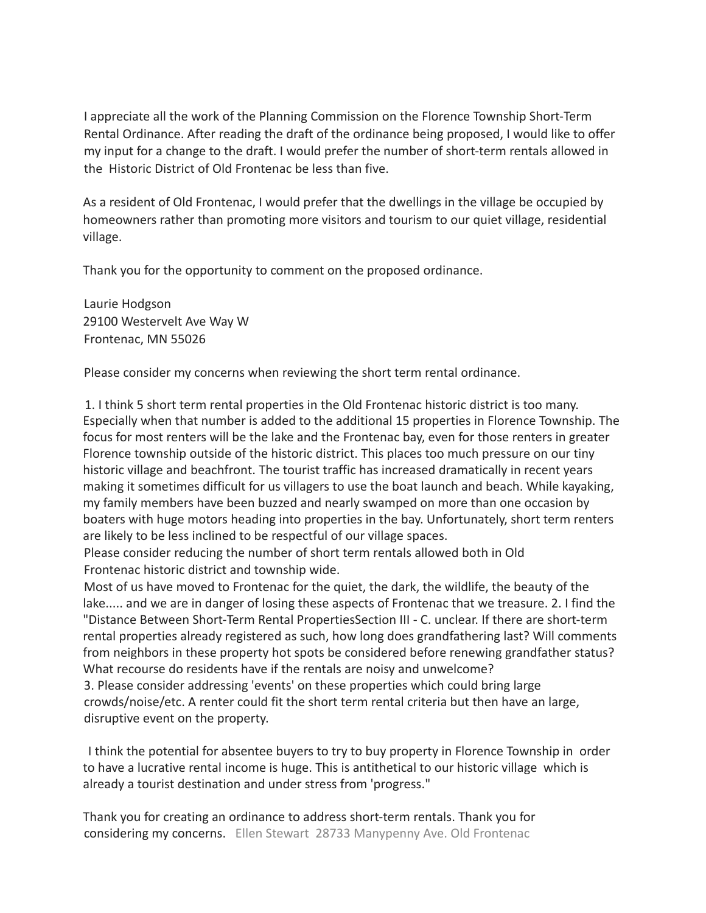I appreciate all the work of the Planning Commission on the Florence Township Short-Term Rental Ordinance. After reading the draft of the ordinance being proposed, I would like to offer my input for a change to the draft. I would prefer the number of short-term rentals allowed in the Historic District of Old Frontenac be less than five.

As a resident of Old Frontenac, I would prefer that the dwellings in the village be occupied by homeowners rather than promoting more visitors and tourism to our quiet village, residential village.

Thank you for the opportunity to comment on the proposed ordinance.

Laurie Hodgson
29100 Westervelt Ave Way W
Frontenac, MN 55026

Please consider my concerns when reviewing the short term rental ordinance.

1. I think 5 short term rental properties in the Old Frontenac historic district is too many. Especially when that number is added to the additional 15 properties in Florence Township. The focus for most renters will be the lake and the Frontenac bay, even for those renters in greater Florence township outside of the historic district. This places too much pressure on our tiny historic village and beachfront. The tourist traffic has increased dramatically in recent years making it sometimes difficult for us villagers to use the boat launch and beach. While kayaking, my family members have been buzzed and nearly swamped on more than one occasion by boaters with huge motors heading into properties in the bay. Unfortunately, short term renters are likely to be less inclined to be respectful of our village spaces.
Please consider reducing the number of short term rentals allowed both in Old Frontenac historic district and township wide.
Most of us have moved to Frontenac for the quiet, the dark, the wildlife, the beauty of the lake..... and we are in danger of losing these aspects of Frontenac that we treasure. 2. I find the "Distance Between Short-Term Rental PropertiesSection III - C. unclear. If there are short-term rental properties already registered as such, how long does grandfathering last? Will comments from neighbors in these property hot spots be considered before renewing grandfather status? What recourse do residents have if the rentals are noisy and unwelcome?
3. Please consider addressing 'events' on these properties which could bring large crowds/noise/etc. A renter could fit the short term rental criteria but then have an large, disruptive event on the property.

I think the potential for absentee buyers to try to buy property in Florence Township in order to have a lucrative rental income is huge. This is antithetical to our historic village which is already a tourist destination and under stress from 'progress."

Thank you for creating an ordinance to address short-term rentals. Thank you for considering my concerns. Ellen Stewart 28733 Manypenny Ave. Old Frontenac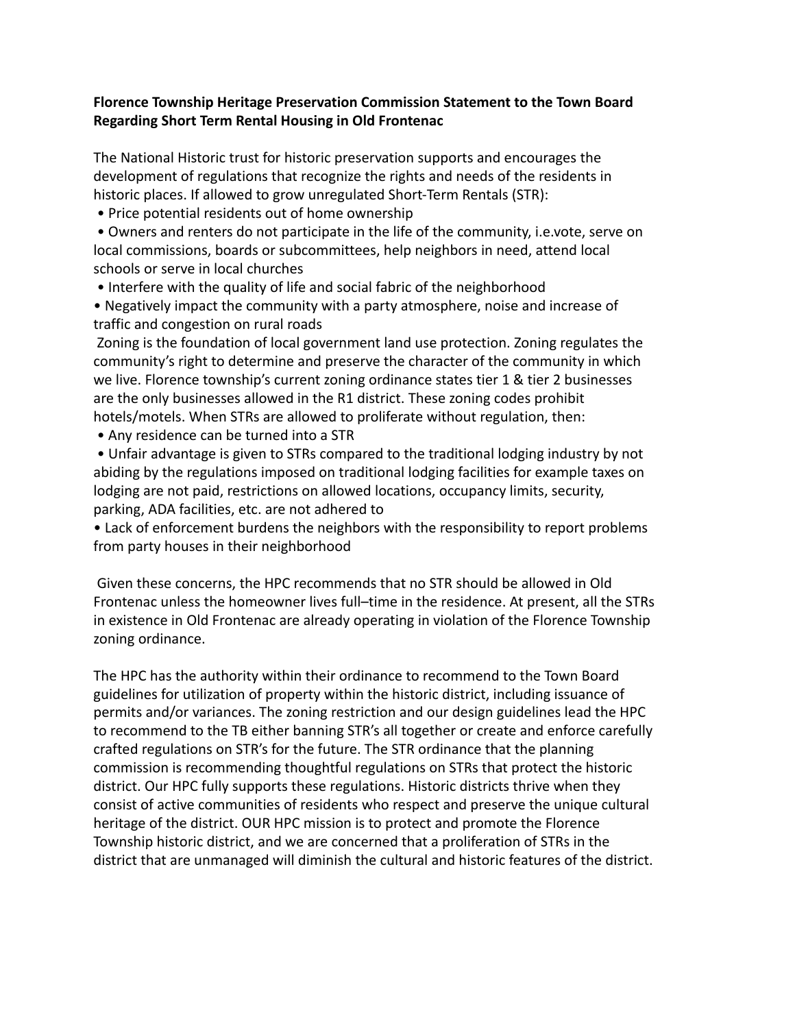**Florence Township Heritage Preservation Commission Statement to the Town Board Regarding Short Term Rental Housing in Old Frontenac**

The National Historic trust for historic preservation supports and encourages the development of regulations that recognize the rights and needs of the residents in historic places. If allowed to grow unregulated Short-Term Rentals (STR):

- Price potential residents out of home ownership
- Owners and renters do not participate in the life of the community, i.e.vote, serve on local commissions, boards or subcommittees, help neighbors in need, attend local schools or serve in local churches
- Interfere with the quality of life and social fabric of the neighborhood
- Negatively impact the community with a party atmosphere, noise and increase of traffic and congestion on rural roads

Zoning is the foundation of local government land use protection. Zoning regulates the community's right to determine and preserve the character of the community in which we live. Florence township's current zoning ordinance states tier 1 & tier 2 businesses are the only businesses allowed in the R1 district. These zoning codes prohibit hotels/motels. When STRs are allowed to proliferate without regulation, then:

- Any residence can be turned into a STR
- Unfair advantage is given to STRs compared to the traditional lodging industry by not abiding by the regulations imposed on traditional lodging facilities for example taxes on lodging are not paid, restrictions on allowed locations, occupancy limits, security, parking, ADA facilities, etc. are not adhered to
- Lack of enforcement burdens the neighbors with the responsibility to report problems from party houses in their neighborhood

Given these concerns, the HPC recommends that no STR should be allowed in Old Frontenac unless the homeowner lives full–time in the residence. At present, all the STRs in existence in Old Frontenac are already operating in violation of the Florence Township zoning ordinance.

The HPC has the authority within their ordinance to recommend to the Town Board guidelines for utilization of property within the historic district, including issuance of permits and/or variances. The zoning restriction and our design guidelines lead the HPC to recommend to the TB either banning STR's all together or create and enforce carefully crafted regulations on STR's for the future. The STR ordinance that the planning commission is recommending thoughtful regulations on STRs that protect the historic district. Our HPC fully supports these regulations. Historic districts thrive when they consist of active communities of residents who respect and preserve the unique cultural heritage of the district. OUR HPC mission is to protect and promote the Florence Township historic district, and we are concerned that a proliferation of STRs in the district that are unmanaged will diminish the cultural and historic features of the district.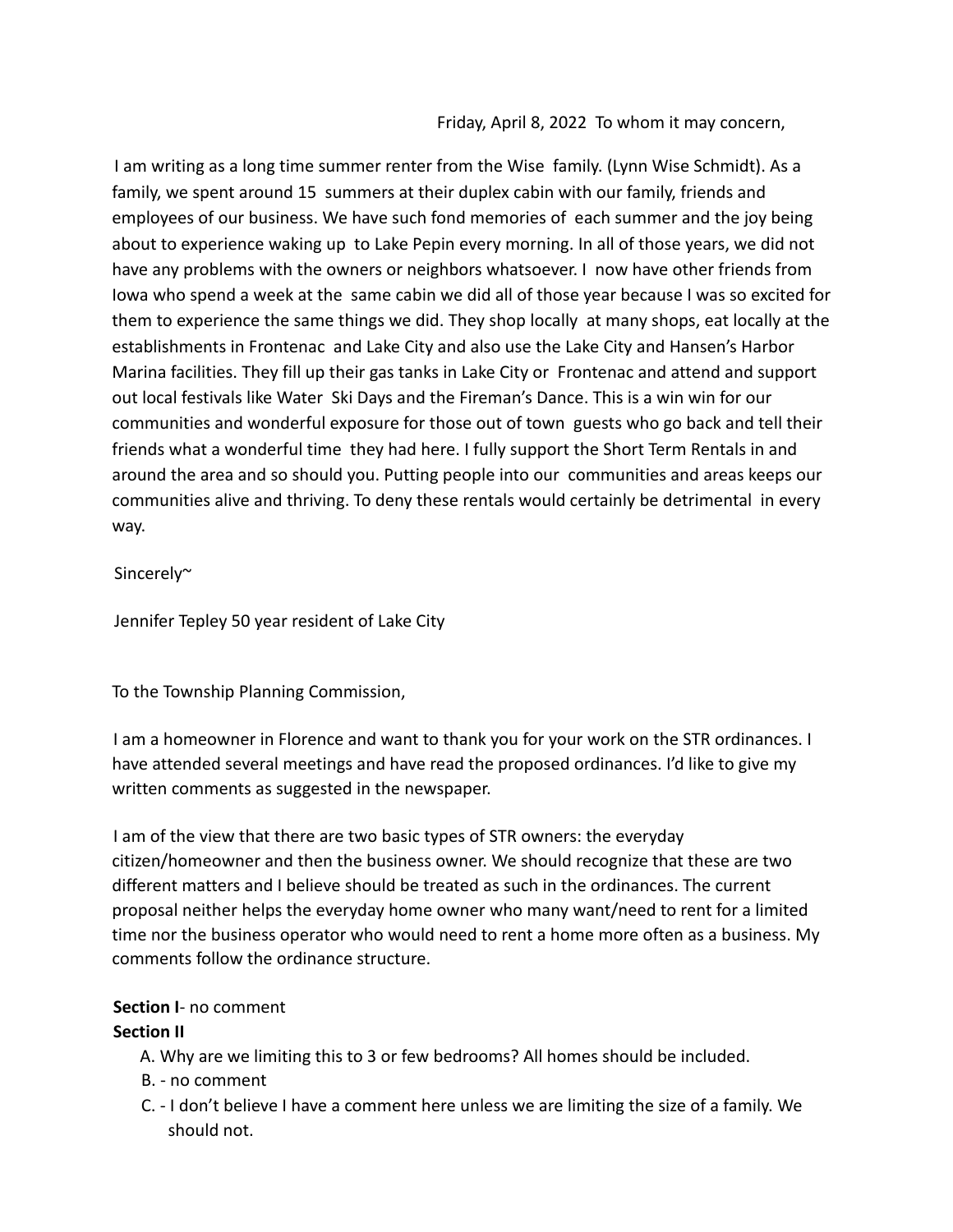Friday, April 8, 2022 To whom it may concern,

I am writing as a long time summer renter from the Wise family. (Lynn Wise Schmidt). As a family, we spent around 15 summers at their duplex cabin with our family, friends and employees of our business. We have such fond memories of each summer and the joy being about to experience waking up to Lake Pepin every morning. In all of those years, we did not have any problems with the owners or neighbors whatsoever. I now have other friends from Iowa who spend a week at the same cabin we did all of those year because I was so excited for them to experience the same things we did. They shop locally at many shops, eat locally at the establishments in Frontenac and Lake City and also use the Lake City and Hansen's Harbor Marina facilities. They fill up their gas tanks in Lake City or Frontenac and attend and support out local festivals like Water Ski Days and the Fireman's Dance. This is a win win for our communities and wonderful exposure for those out of town guests who go back and tell their friends what a wonderful time they had here. I fully support the Short Term Rentals in and around the area and so should you. Putting people into our communities and areas keeps our communities alive and thriving. To deny these rentals would certainly be detrimental in every way.

Sincerely~

Jennifer Tepley 50 year resident of Lake City

To the Township Planning Commission,

I am a homeowner in Florence and want to thank you for your work on the STR ordinances. I have attended several meetings and have read the proposed ordinances. I'd like to give my written comments as suggested in the newspaper.

I am of the view that there are two basic types of STR owners: the everyday citizen/homeowner and then the business owner. We should recognize that these are two different matters and I believe should be treated as such in the ordinances. The current proposal neither helps the everyday home owner who many want/need to rent for a limited time nor the business operator who would need to rent a home more often as a business. My comments follow the ordinance structure.

**Section I**- no comment

**Section II**

A. Why are we limiting this to 3 or few bedrooms? All homes should be included.
B. - no comment
C. - I don't believe I have a comment here unless we are limiting the size of a family. We should not.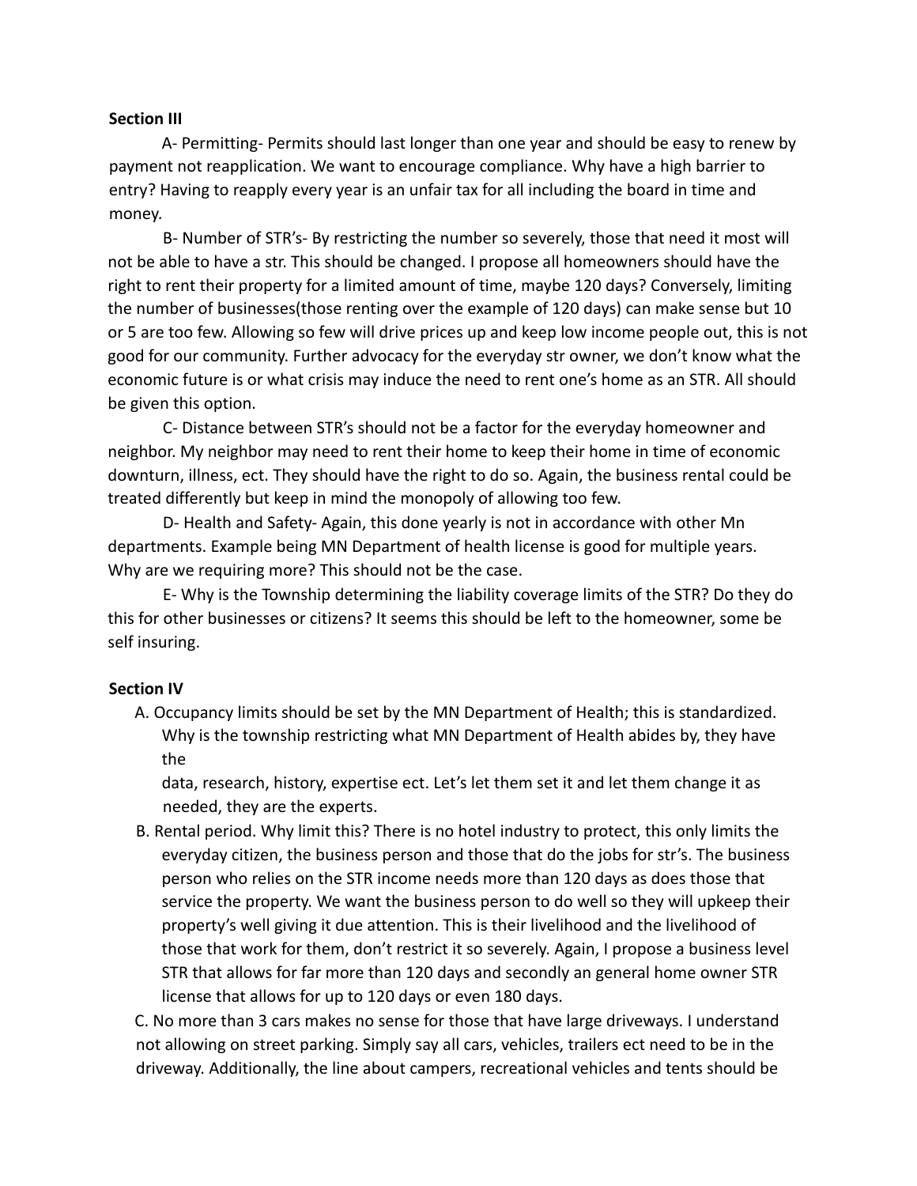**Section III**

A- Permitting- Permits should last longer than one year and should be easy to renew by payment not reapplication. We want to encourage compliance. Why have a high barrier to entry? Having to reapply every year is an unfair tax for all including the board in time and money.

B- Number of STR's- By restricting the number so severely, those that need it most will not be able to have a str. This should be changed. I propose all homeowners should have the right to rent their property for a limited amount of time, maybe 120 days? Conversely, limiting the number of businesses(those renting over the example of 120 days) can make sense but 10 or 5 are too few. Allowing so few will drive prices up and keep low income people out, this is not good for our community. Further advocacy for the everyday str owner, we don't know what the economic future is or what crisis may induce the need to rent one's home as an STR. All should be given this option.

C- Distance between STR's should not be a factor for the everyday homeowner and neighbor. My neighbor may need to rent their home to keep their home in time of economic downturn, illness, ect. They should have the right to do so. Again, the business rental could be treated differently but keep in mind the monopoly of allowing too few.

D- Health and Safety- Again, this done yearly is not in accordance with other Mn departments. Example being MN Department of health license is good for multiple years. Why are we requiring more? This should not be the case.

E- Why is the Township determining the liability coverage limits of the STR? Do they do this for other businesses or citizens? It seems this should be left to the homeowner, some be self insuring.

**Section IV**

A. Occupancy limits should be set by the MN Department of Health; this is standardized. Why is the township restricting what MN Department of Health abides by, they have the data, research, history, expertise ect. Let's let them set it and let them change it as needed, they are the experts.
B. Rental period. Why limit this? There is no hotel industry to protect, this only limits the everyday citizen, the business person and those that do the jobs for str's. The business person who relies on the STR income needs more than 120 days as does those that service the property. We want the business person to do well so they will upkeep their property's well giving it due attention. This is their livelihood and the livelihood of those that work for them, don't restrict it so severely. Again, I propose a business level STR that allows for far more than 120 days and secondly an general home owner STR license that allows for up to 120 days or even 180 days.
C. No more than 3 cars makes no sense for those that have large driveways. I understand not allowing on street parking. Simply say all cars, vehicles, trailers ect need to be in the driveway. Additionally, the line about campers, recreational vehicles and tents should be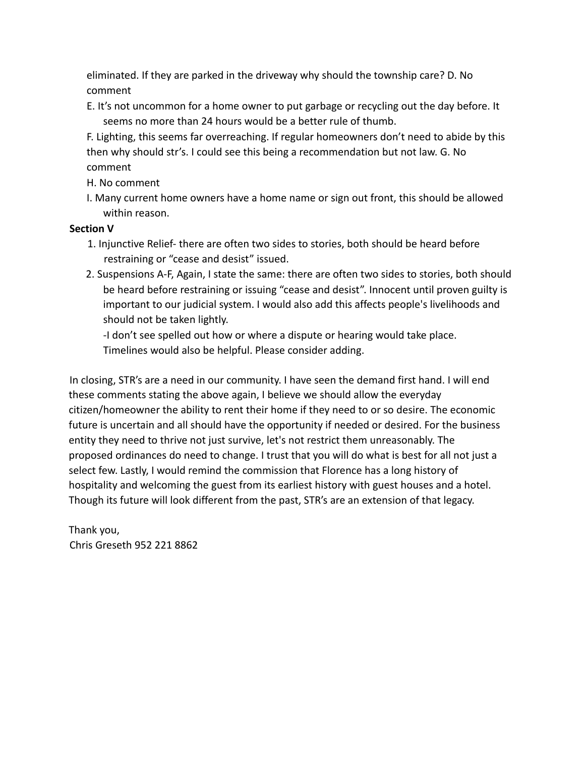eliminated. If they are parked in the driveway why should the township care? D. No comment

E. It's not uncommon for a home owner to put garbage or recycling out the day before. It seems no more than 24 hours would be a better rule of thumb.

F. Lighting, this seems far overreaching. If regular homeowners don't need to abide by this then why should str's. I could see this being a recommendation but not law. G. No comment

H. No comment

I. Many current home owners have a home name or sign out front, this should be allowed within reason.

**Section V**

1. Injunctive Relief- there are often two sides to stories, both should be heard before restraining or "cease and desist" issued.
2. Suspensions A-F, Again, I state the same: there are often two sides to stories, both should be heard before restraining or issuing "cease and desist". Innocent until proven guilty is important to our judicial system. I would also add this affects people's livelihoods and should not be taken lightly.

   -I don't see spelled out how or where a dispute or hearing would take place. Timelines would also be helpful. Please consider adding.

In closing, STR's are a need in our community. I have seen the demand first hand. I will end these comments stating the above again, I believe we should allow the everyday citizen/homeowner the ability to rent their home if they need to or so desire. The economic future is uncertain and all should have the opportunity if needed or desired. For the business entity they need to thrive not just survive, let's not restrict them unreasonably. The proposed ordinances do need to change. I trust that you will do what is best for all not just a select few. Lastly, I would remind the commission that Florence has a long history of hospitality and welcoming the guest from its earliest history with guest houses and a hotel. Though its future will look different from the past, STR's are an extension of that legacy.

Thank you,
Chris Greseth 952 221 8862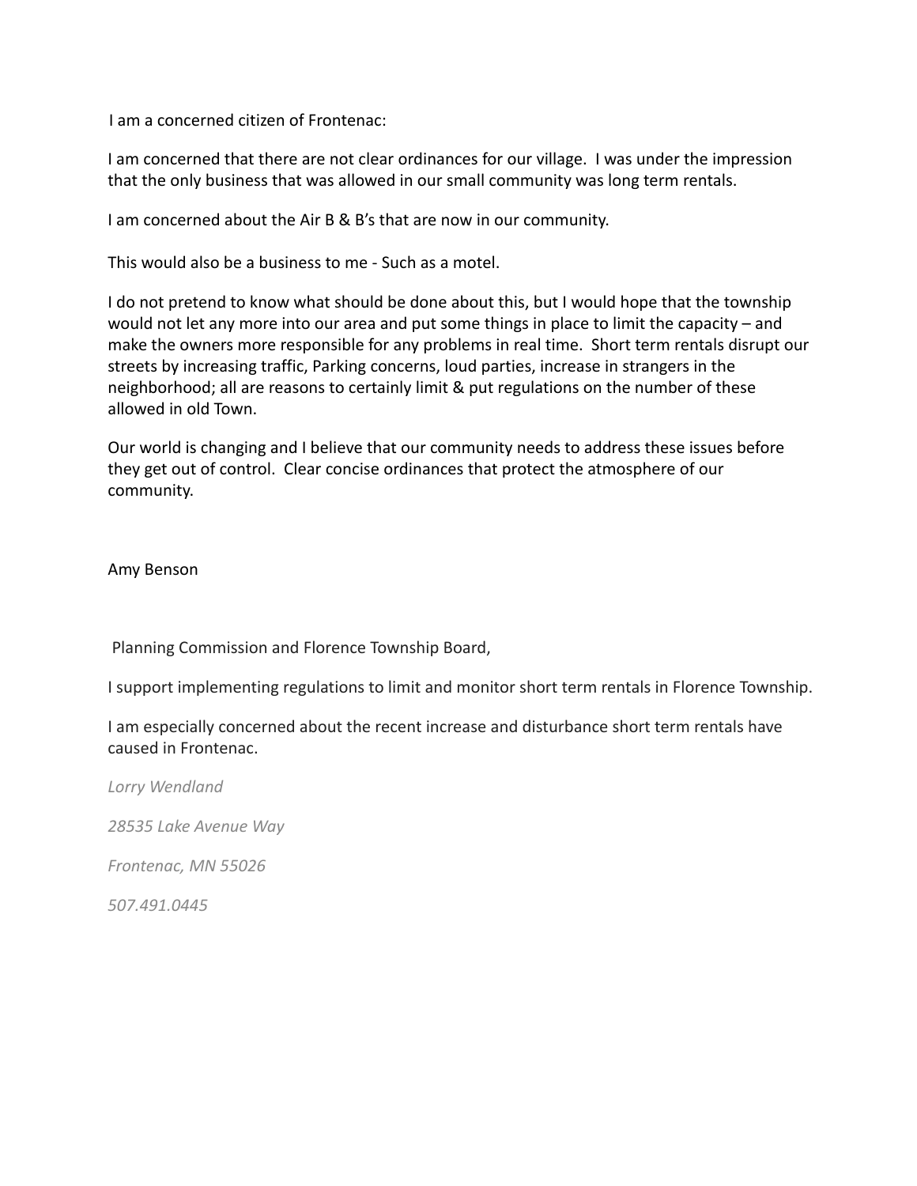I am a concerned citizen of Frontenac:

I am concerned that there are not clear ordinances for our village. I was under the impression that the only business that was allowed in our small community was long term rentals.

I am concerned about the Air B & B's that are now in our community.

This would also be a business to me - Such as a motel.

I do not pretend to know what should be done about this, but I would hope that the township would not let any more into our area and put some things in place to limit the capacity – and make the owners more responsible for any problems in real time. Short term rentals disrupt our streets by increasing traffic, Parking concerns, loud parties, increase in strangers in the neighborhood; all are reasons to certainly limit & put regulations on the number of these allowed in old Town.

Our world is changing and I believe that our community needs to address these issues before they get out of control. Clear concise ordinances that protect the atmosphere of our community.

Amy Benson

Planning Commission and Florence Township Board,

I support implementing regulations to limit and monitor short term rentals in Florence Township.

I am especially concerned about the recent increase and disturbance short term rentals have caused in Frontenac.

*Lorry Wendland*

*28535 Lake Avenue Way*

*Frontenac, MN 55026*

*507.491.0445*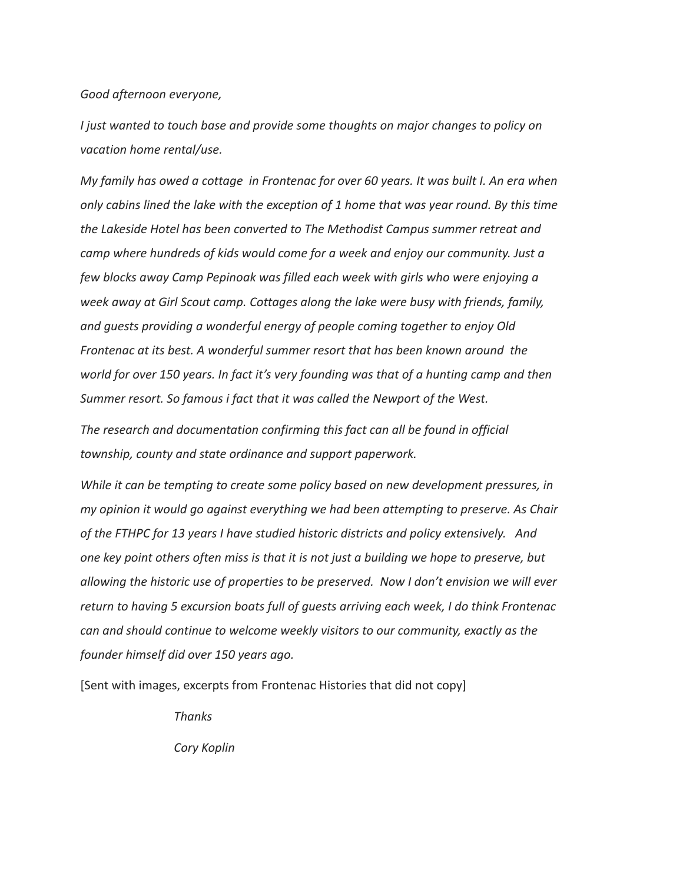*Good afternoon everyone,*

*I just wanted to touch base and provide some thoughts on major changes to policy on vacation home rental/use.*

*My family has owed a cottage in Frontenac for over 60 years. It was built I. An era when only cabins lined the lake with the exception of 1 home that was year round. By this time the Lakeside Hotel has been converted to The Methodist Campus summer retreat and camp where hundreds of kids would come for a week and enjoy our community. Just a few blocks away Camp Pepinoak was filled each week with girls who were enjoying a week away at Girl Scout camp. Cottages along the lake were busy with friends, family, and guests providing a wonderful energy of people coming together to enjoy Old Frontenac at its best. A wonderful summer resort that has been known around the world for over 150 years. In fact it's very founding was that of a hunting camp and then Summer resort. So famous i fact that it was called the Newport of the West.*

*The research and documentation confirming this fact can all be found in official township, county and state ordinance and support paperwork.*

*While it can be tempting to create some policy based on new development pressures, in my opinion it would go against everything we had been attempting to preserve. As Chair of the FTHPC for 13 years I have studied historic districts and policy extensively. And one key point others often miss is that it is not just a building we hope to preserve, but allowing the historic use of properties to be preserved. Now I don't envision we will ever return to having 5 excursion boats full of guests arriving each week, I do think Frontenac can and should continue to welcome weekly visitors to our community, exactly as the founder himself did over 150 years ago.*

[Sent with images, excerpts from Frontenac Histories that did not copy]

*Thanks*

*Cory Koplin*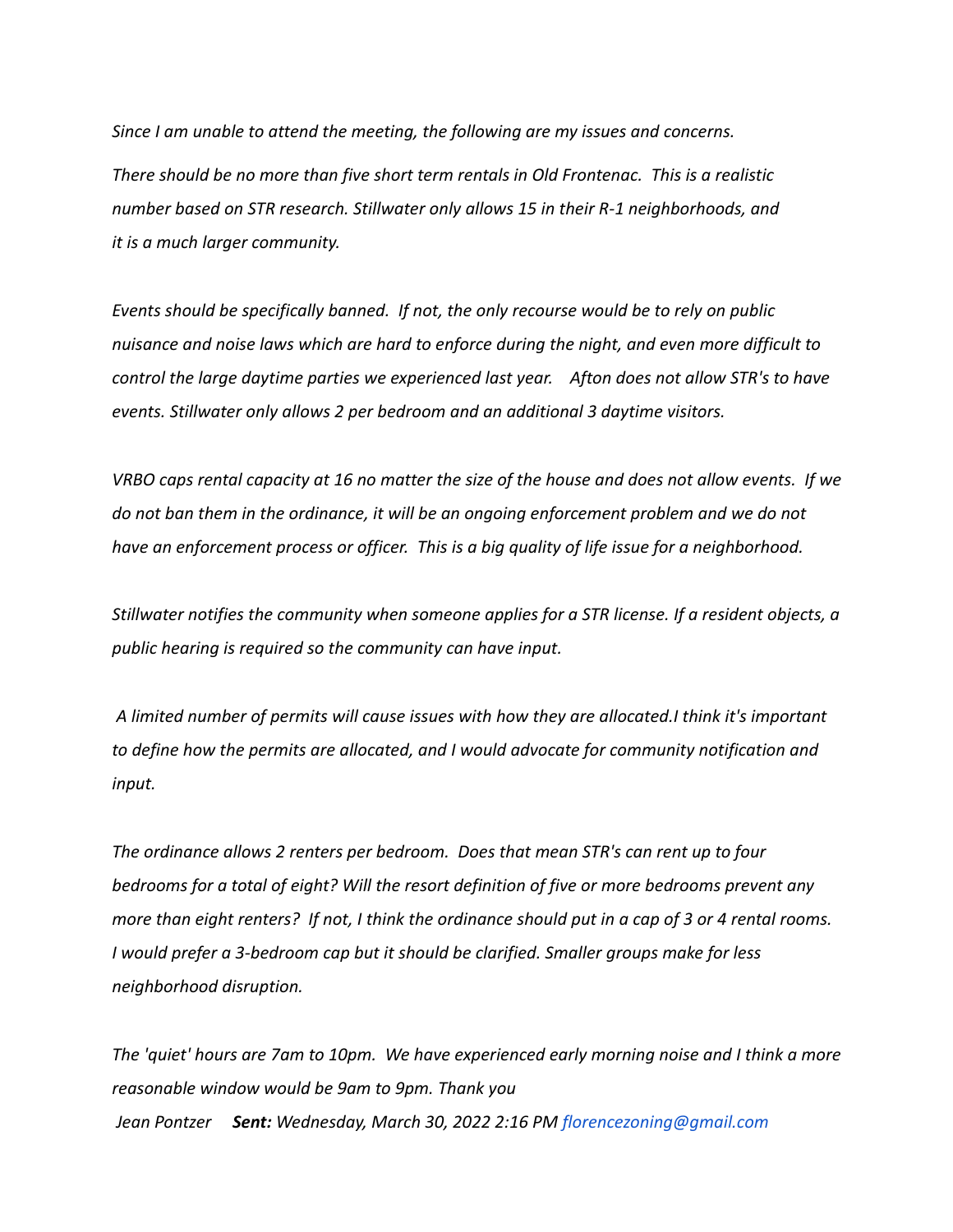*Since I am unable to attend the meeting, the following are my issues and concerns.*

*There should be no more than five short term rentals in Old Frontenac.  This is a realistic number based on STR research. Stillwater only allows 15 in their R-1 neighborhoods, and it is a much larger community.*

*Events should be specifically banned.  If not, the only recourse would be to rely on public nuisance and noise laws which are hard to enforce during the night, and even more difficult to control the large daytime parties we experienced last year.    Afton does not allow STR's to have events. Stillwater only allows 2 per bedroom and an additional 3 daytime visitors.*

*VRBO caps rental capacity at 16 no matter the size of the house and does not allow events.  If we do not ban them in the ordinance, it will be an ongoing enforcement problem and we do not have an enforcement process or officer.  This is a big quality of life issue for a neighborhood.*

*Stillwater notifies the community when someone applies for a STR license. If a resident objects, a public hearing is required so the community can have input.*

*A limited number of permits will cause issues with how they are allocated.I think it's important to define how the permits are allocated, and I would advocate for community notification and input.*

*The ordinance allows 2 renters per bedroom.  Does that mean STR's can rent up to four bedrooms for a total of eight? Will the resort definition of five or more bedrooms prevent any more than eight renters?  If not, I think the ordinance should put in a cap of 3 or 4 rental rooms. I would prefer a 3-bedroom cap but it should be clarified. Smaller groups make for less neighborhood disruption.*

*The 'quiet' hours are 7am to 10pm.  We have experienced early morning noise and I think a more reasonable window would be 9am to 9pm. Thank you*

*Jean Pontzer*     ***Sent:*** *Wednesday, March 30, 2022 2:16 PM* *florencezoning@gmail.com*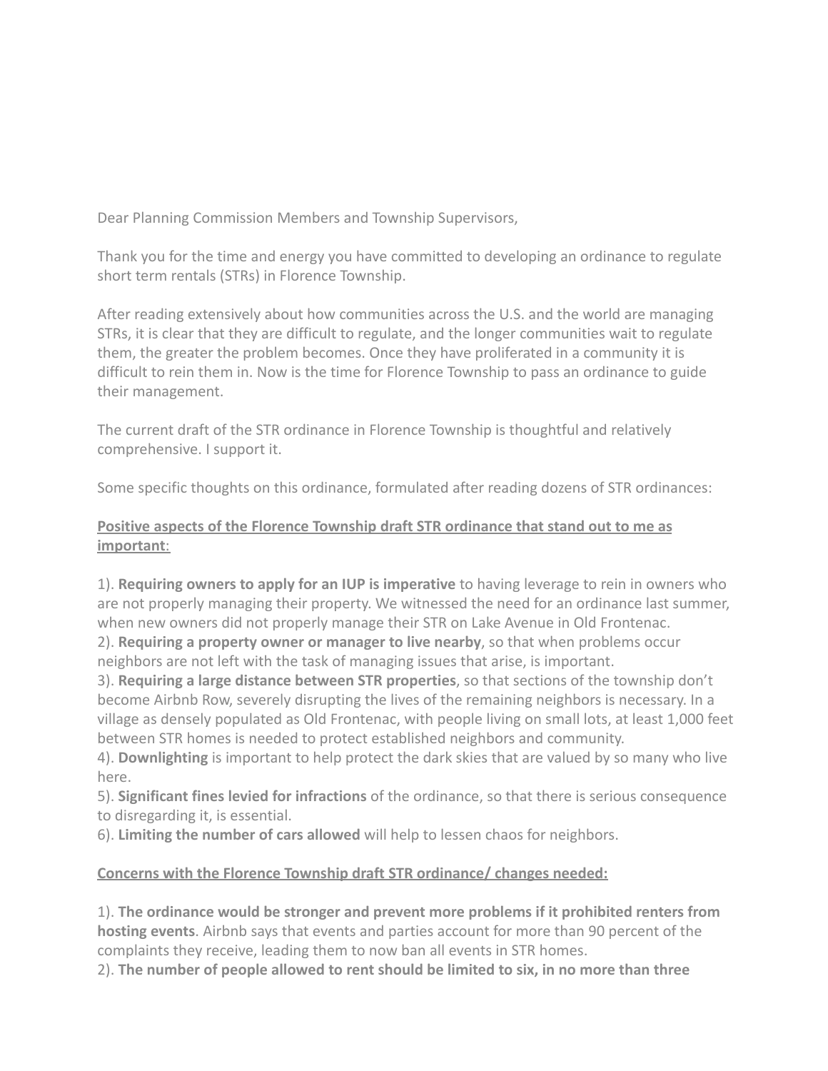Dear Planning Commission Members and Township Supervisors,

Thank you for the time and energy you have committed to developing an ordinance to regulate short term rentals (STRs) in Florence Township.

After reading extensively about how communities across the U.S. and the world are managing STRs, it is clear that they are difficult to regulate, and the longer communities wait to regulate them, the greater the problem becomes. Once they have proliferated in a community it is difficult to rein them in. Now is the time for Florence Township to pass an ordinance to guide their management.

The current draft of the STR ordinance in Florence Township is thoughtful and relatively comprehensive. I support it.

Some specific thoughts on this ordinance, formulated after reading dozens of STR ordinances:

**Positive aspects of the Florence Township draft STR ordinance that stand out to me as important**:

1). **Requiring owners to apply for an IUP is imperative** to having leverage to rein in owners who are not properly managing their property. We witnessed the need for an ordinance last summer, when new owners did not properly manage their STR on Lake Avenue in Old Frontenac.
2). **Requiring a property owner or manager to live nearby**, so that when problems occur neighbors are not left with the task of managing issues that arise, is important.
3). **Requiring a large distance between STR properties**, so that sections of the township don't become Airbnb Row, severely disrupting the lives of the remaining neighbors is necessary. In a village as densely populated as Old Frontenac, with people living on small lots, at least 1,000 feet between STR homes is needed to protect established neighbors and community.
4). **Downlighting** is important to help protect the dark skies that are valued by so many who live here.
5). **Significant fines levied for infractions** of the ordinance, so that there is serious consequence to disregarding it, is essential.
6). **Limiting the number of cars allowed** will help to lessen chaos for neighbors.

**Concerns with the Florence Township draft STR ordinance/ changes needed:**

1). **The ordinance would be stronger and prevent more problems if it prohibited renters from hosting events**. Airbnb says that events and parties account for more than 90 percent of the complaints they receive, leading them to now ban all events in STR homes.
2). **The number of people allowed to rent should be limited to six, in no more than three**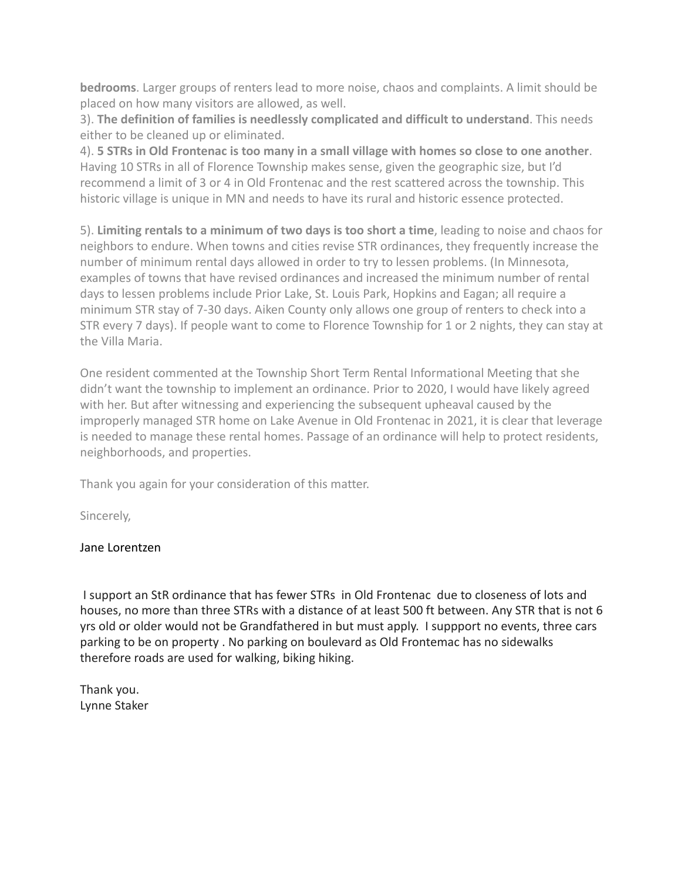**bedrooms**. Larger groups of renters lead to more noise, chaos and complaints. A limit should be placed on how many visitors are allowed, as well.

3). **The definition of families is needlessly complicated and difficult to understand**. This needs either to be cleaned up or eliminated.

4). **5 STRs in Old Frontenac is too many in a small village with homes so close to one another**. Having 10 STRs in all of Florence Township makes sense, given the geographic size, but I'd recommend a limit of 3 or 4 in Old Frontenac and the rest scattered across the township. This historic village is unique in MN and needs to have its rural and historic essence protected.

5). **Limiting rentals to a minimum of two days is too short a time**, leading to noise and chaos for neighbors to endure. When towns and cities revise STR ordinances, they frequently increase the number of minimum rental days allowed in order to try to lessen problems. (In Minnesota, examples of towns that have revised ordinances and increased the minimum number of rental days to lessen problems include Prior Lake, St. Louis Park, Hopkins and Eagan; all require a minimum STR stay of 7-30 days. Aiken County only allows one group of renters to check into a STR every 7 days). If people want to come to Florence Township for 1 or 2 nights, they can stay at the Villa Maria.

One resident commented at the Township Short Term Rental Informational Meeting that she didn't want the township to implement an ordinance. Prior to 2020, I would have likely agreed with her. But after witnessing and experiencing the subsequent upheaval caused by the improperly managed STR home on Lake Avenue in Old Frontenac in 2021, it is clear that leverage is needed to manage these rental homes. Passage of an ordinance will help to protect residents, neighborhoods, and properties.

Thank you again for your consideration of this matter.

Sincerely,

Jane Lorentzen

I support an StR ordinance that has fewer STRs in Old Frontenac due to closeness of lots and houses, no more than three STRs with a distance of at least 500 ft between. Any STR that is not 6 yrs old or older would not be Grandfathered in but must apply. I suppport no events, three cars parking to be on property . No parking on boulevard as Old Frontemac has no sidewalks therefore roads are used for walking, biking hiking.

Thank you.
Lynne Staker